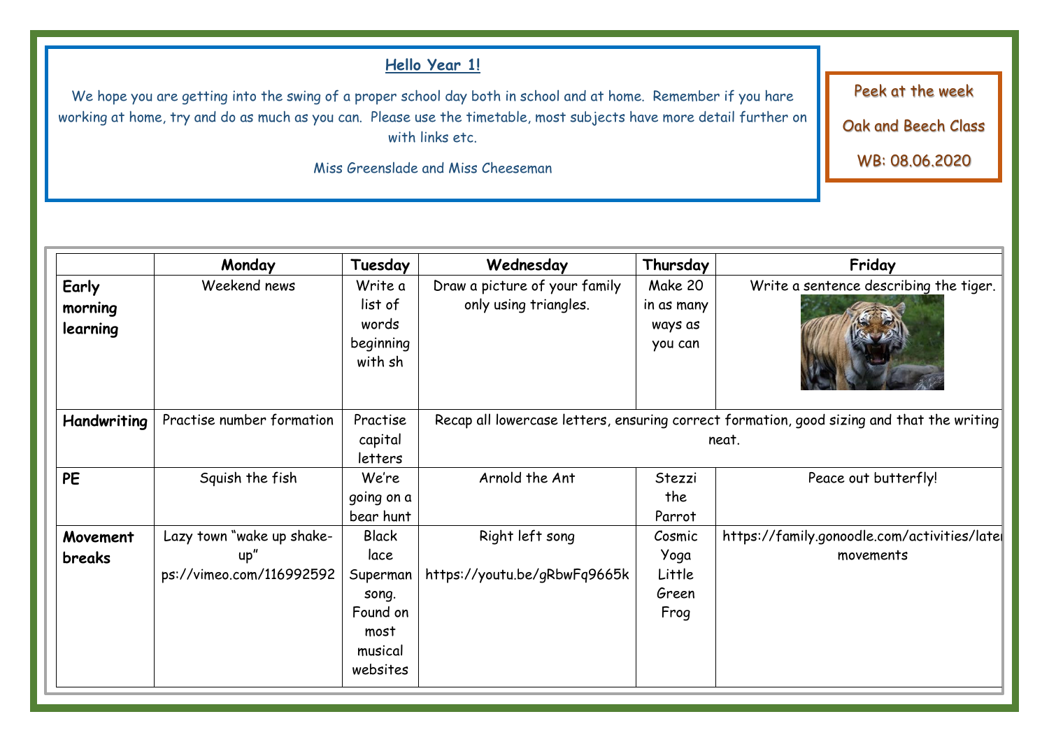## Hello Year 1!

We hope you are getting into the swing of a proper school day both in school and at home. Remember if you hare working at home, try and do as much as you can. Please use the timetable, most subjects have more detail further on with links etc.

Miss Greenslade and Miss Cheeseman

Peek at the week

Oak and Beech Class

WB: 08.06.2020

| | Monday | Tuesday | Wednesday | Thursday | Friday |
|---|---|---|---|---|---|
| **Early morning learning** | Weekend news | Write a list of words beginning with sh | Draw a picture of your family only using triangles. | Make 20 in as many ways as you can | Write a sentence describing the tiger. |
| **Handwriting** | Practise number formation | Practise capital letters | Recap all lowercase letters, ensuring correct formation, good sizing and that the writing neat. | | |
| **PE** | Squish the fish | We're going on a bear hunt | Arnold the Ant | Stezzi the Parrot | Peace out butterfly! |
| **Movement breaks** | Lazy town "wake up shake-up" ps://vimeo.com/116992592 | Black lace Superman song. Found on most musical websites | Right left song https://youtu.be/gRbwFq9665k | Cosmic Yoga Little Green Frog | https://family.gonoodle.com/activities/later movements |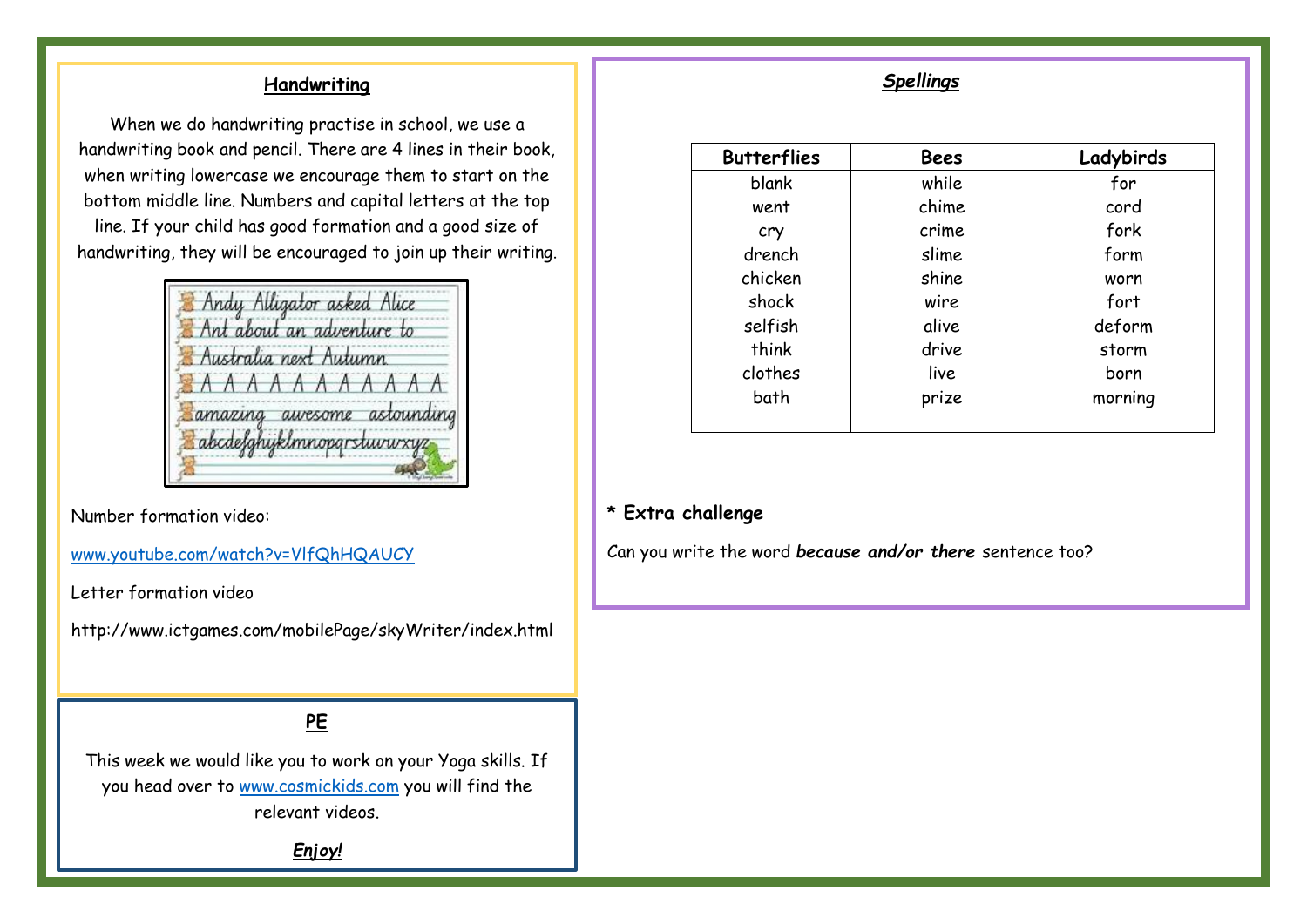## Handwriting

When we do handwriting practise in school, we use a handwriting book and pencil. There are 4 lines in their book, when writing lowercase we encourage them to start on the bottom middle line. Numbers and capital letters at the top line. If your child has good formation and a good size of handwriting, they will be encouraged to join up their writing.

Andy Alligator asked Alice Ant about an adventure to Australia next Autumn.
A A A A A A A A A A A
amazing awesome astounding
abcdefghyklmnopqrstuvwxyz

Number formation video:

www.youtube.com/watch?v=VlfQhHQAUCY

Letter formation video

http://www.ictgames.com/mobilePage/skyWriter/index.html

## PE

This week we would like you to work on your Yoga skills. If you head over to www.cosmickids.com you will find the relevant videos.

***Enjoy!***

## *Spellings*

| Butterflies | Bees | Ladybirds |
|---|---|---|
| blank | while | for |
| went | chime | cord |
| cry | crime | fork |
| drench | slime | form |
| chicken | shine | worn |
| shock | wire | fort |
| selfish | alive | deform |
| think | drive | storm |
| clothes | live | born |
| bath | prize | morning |

**\* Extra challenge**

Can you write the word ***because and/or there*** sentence too?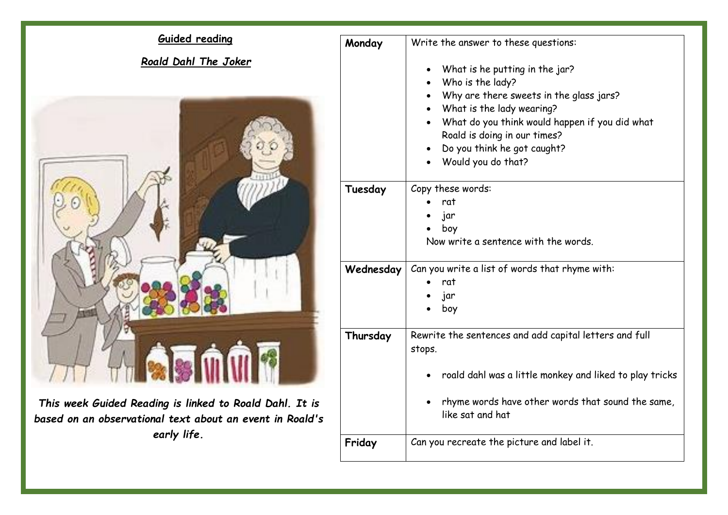**Guided reading**

***Roald Dahl The Joker***

***This week Guided Reading is linked to Roald Dahl. It is based on an observational text about an event in Roald's early life.***

| | |
|---|---|
| **Monday** | Write the answer to these questions:<br><br>• What is he putting in the jar?<br>• Who is the lady?<br>• Why are there sweets in the glass jars?<br>• What is the lady wearing?<br>• What do you think would happen if you did what Roald is doing in our times?<br>• Do you think he got caught?<br>• Would you do that? |
| **Tuesday** | Copy these words:<br>• rat<br>• jar<br>• boy<br>Now write a sentence with the words. |
| **Wednesday** | Can you write a list of words that rhyme with:<br>• rat<br>• jar<br>• boy |
| **Thursday** | Rewrite the sentences and add capital letters and full stops.<br><br>• roald dahl was a little monkey and liked to play tricks<br><br>• rhyme words have other words that sound the same, like sat and hat |
| **Friday** | Can you recreate the picture and label it. |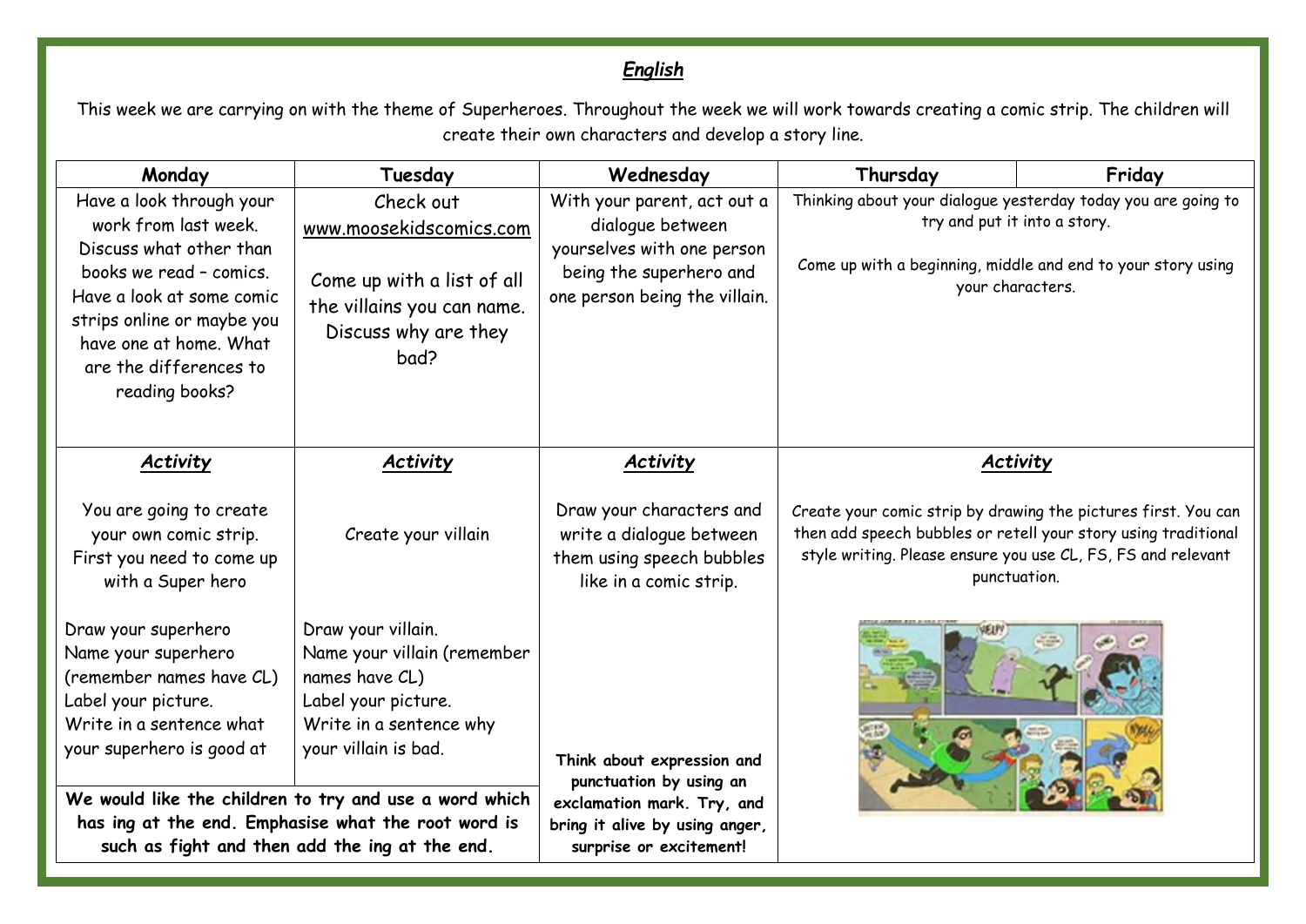# *English*

This week we are carrying on with the theme of Superheroes. Throughout the week we will work towards creating a comic strip. The children will create their own characters and develop a story line.

| Monday | Tuesday | Wednesday | Thursday | Friday |
|---|---|---|---|---|
| Have a look through your work from last week. Discuss what other than books we read – comics. Have a look at some comic strips online or maybe you have one at home. What are the differences to reading books? | Check out www.moosekidscomics.com<br><br>Come up with a list of all the villains you can name. Discuss why are they bad? | With your parent, act out a dialogue between yourselves with one person being the superhero and one person being the villain. | Thinking about your dialogue yesterday today you are going to try and put it into a story.<br><br>Come up with a beginning, middle and end to your story using your characters. | |
| ***Activity***<br><br>You are going to create your own comic strip. First you need to come up with a Super hero<br><br>Draw your superhero<br>Name your superhero (remember names have CL)<br>Label your picture.<br>Write in a sentence what your superhero is good at | ***Activity***<br><br>Create your villain<br><br>Draw your villain.<br>Name your villain (remember names have CL)<br>Label your picture.<br>Write in a sentence why your villain is bad. | ***Activity***<br><br>Draw your characters and write a dialogue between them using speech bubbles like in a comic strip.<br><br>**Think about expression and punctuation by using an exclamation mark. Try, and bring it alive by using anger, surprise or excitement!** | ***Activity***<br><br>Create your comic strip by drawing the pictures first. You can then add speech bubbles or retell your story using traditional style writing. Please ensure you use CL, FS, FS and relevant punctuation. | |
| **We would like the children to try and use a word which has ing at the end. Emphasise what the root word is such as fight and then add the ing at the end.** | | | | |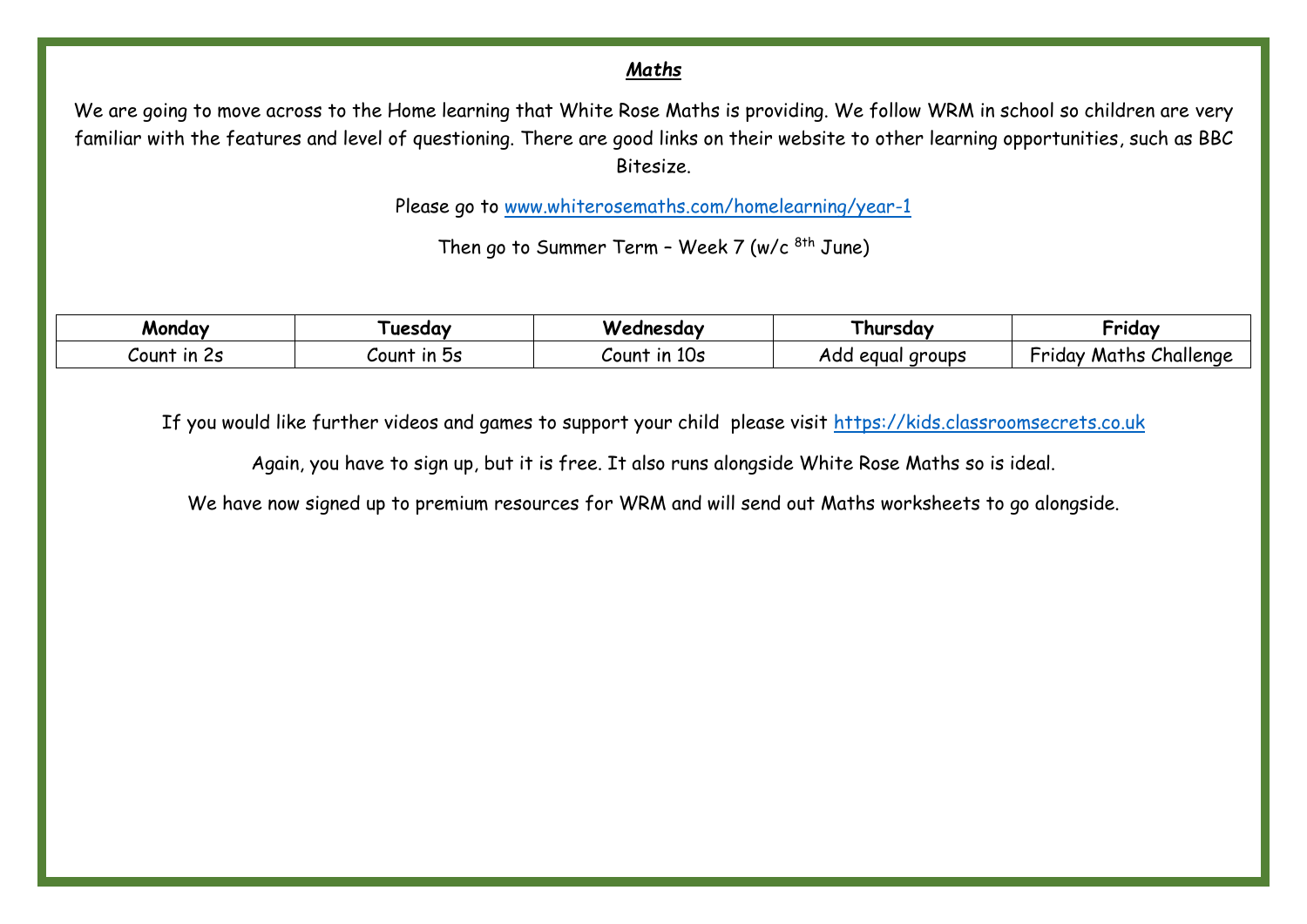## ***Maths***

We are going to move across to the Home learning that White Rose Maths is providing. We follow WRM in school so children are very familiar with the features and level of questioning. There are good links on their website to other learning opportunities, such as BBC Bitesize.

Please go to [www.whiterosemaths.com/homelearning/year-1](www.whiterosemaths.com/homelearning/year-1)

Then go to Summer Term – Week 7 (w/c 8th June)

| Monday | Tuesday | Wednesday | Thursday | Friday |
|---|---|---|---|---|
| Count in 2s | Count in 5s | Count in 10s | Add equal groups | Friday Maths Challenge |

If you would like further videos and games to support your child please visit [https://kids.classroomsecrets.co.uk](https://kids.classroomsecrets.co.uk)

Again, you have to sign up, but it is free. It also runs alongside White Rose Maths so is ideal.

We have now signed up to premium resources for WRM and will send out Maths worksheets to go alongside.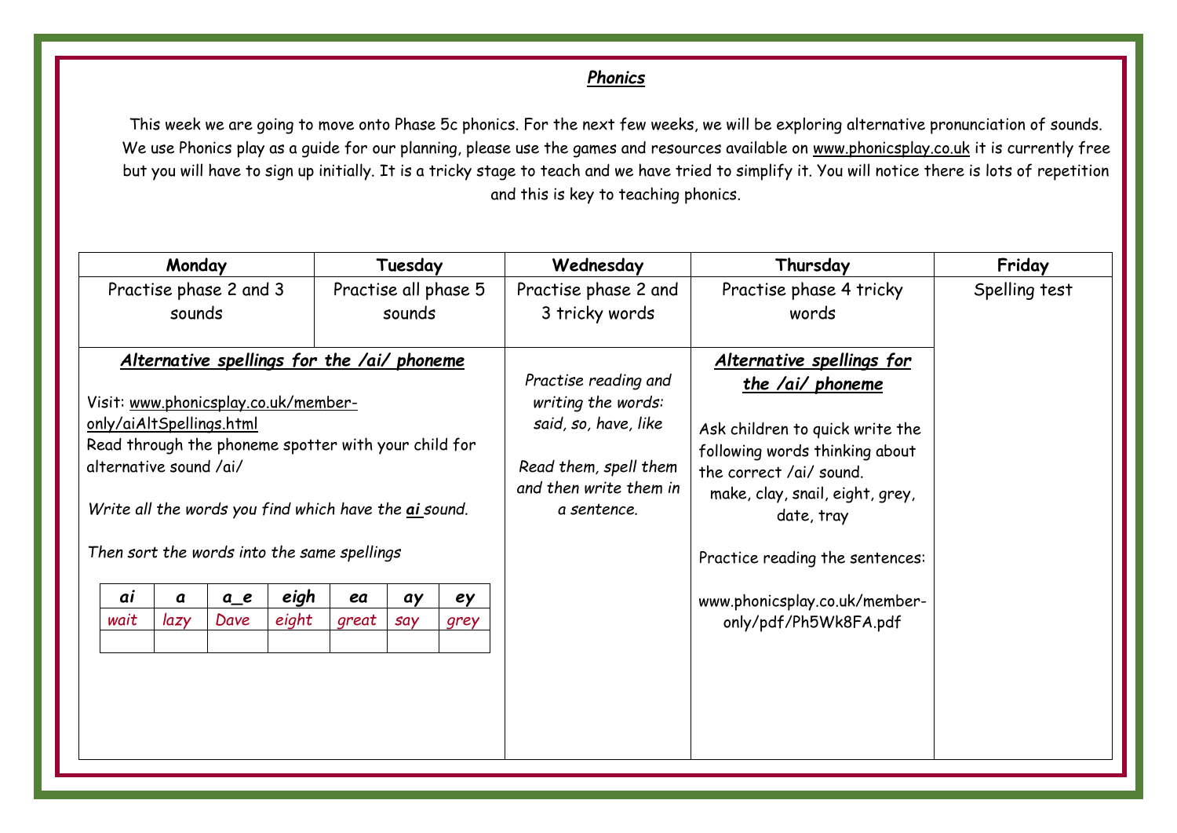# ***Phonics***

This week we are going to move onto Phase 5c phonics. For the next few weeks, we will be exploring alternative pronunciation of sounds. We use Phonics play as a guide for our planning, please use the games and resources available on www.phonicsplay.co.uk it is currently free but you will have to sign up initially. It is a tricky stage to teach and we have tried to simplify it. You will notice there is lots of repetition and this is key to teaching phonics.

| Monday | Tuesday | Wednesday | Thursday | Friday |
|---|---|---|---|---|
| Practise phase 2 and 3 sounds | Practise all phase 5 sounds | Practise phase 2 and 3 tricky words | Practise phase 4 tricky words | Spelling test |

**Monday / Tuesday:**

***Alternative spellings for the /ai/ phoneme***

Visit: www.phonicsplay.co.uk/member-only/aiAltSpellings.html
Read through the phoneme spotter with your child for alternative sound /ai/

*Write all the words you find which have the **ai** sound.*

*Then sort the words into the same spellings*

| ai | a | a_e | eigh | ea | ay | ey |
|---|---|---|---|---|---|---|
| *wait* | *lazy* | *Dave* | *eight* | *great* | *say* | *grey* |
| | | | | | | |

**Wednesday:**

*Practise reading and writing the words: said, so, have, like*

*Read them, spell them and then write them in a sentence.*

**Thursday:**

***Alternative spellings for the /ai/ phoneme***

Ask children to quick write the following words thinking about the correct /ai/ sound.
make, clay, snail, eight, grey, date, tray

Practice reading the sentences:

www.phonicsplay.co.uk/member-only/pdf/Ph5Wk8FA.pdf